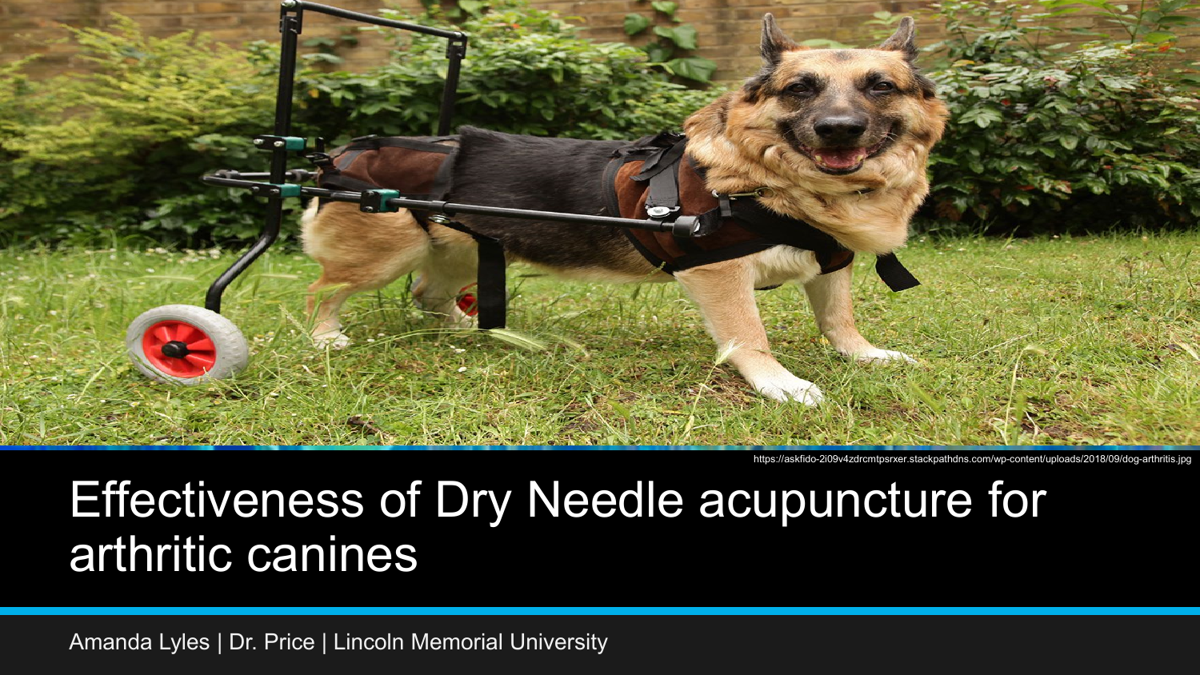https://askfido-2i09v4zdrcmtpsrxer.stackpathdns.com/wp-content/uploads/2018/09/dog-arthritis.jpg

# Effectiveness of Dry Needle acupuncture for arthritic canines

Amanda Lyles | Dr. Price | Lincoln Memorial University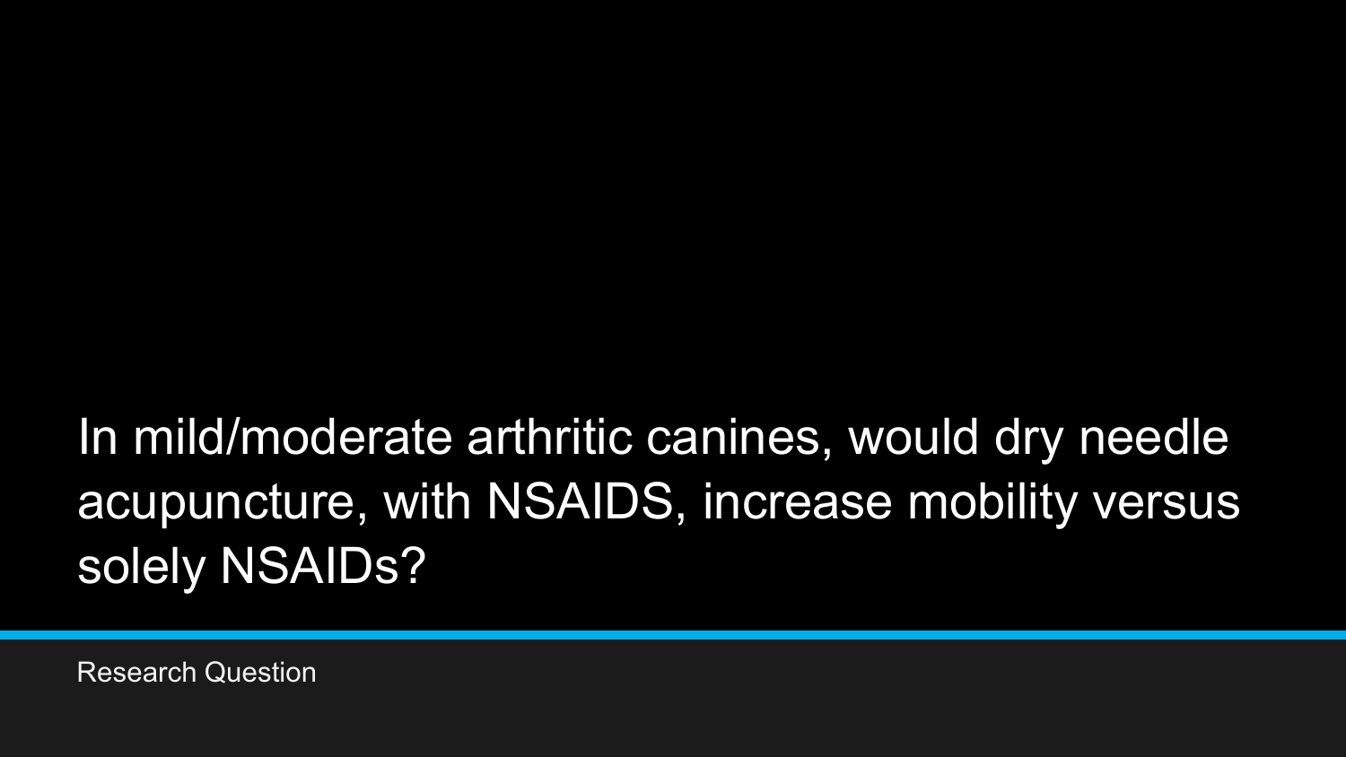# In mild/moderate arthritic canines, would dry needle acupuncture, with NSAIDS, increase mobility versus solely NSAIDs?

Research Question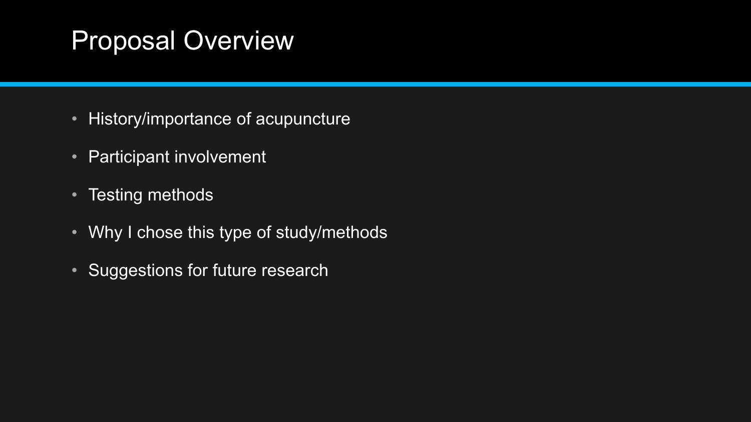# Proposal Overview

- History/importance of acupuncture
- Participant involvement
- Testing methods
- Why I chose this type of study/methods
- Suggestions for future research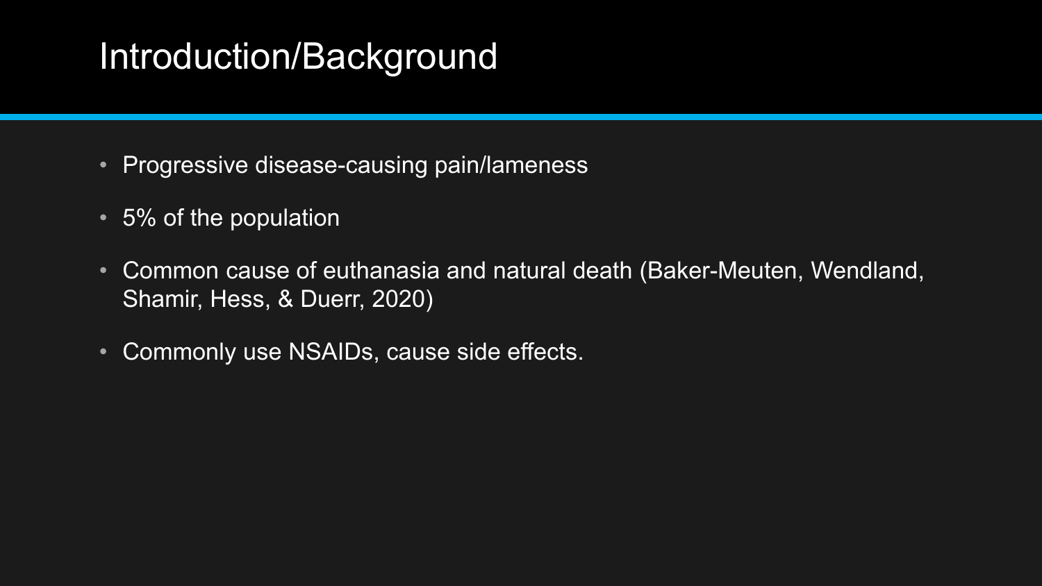# Introduction/Background

- Progressive disease-causing pain/lameness
- 5% of the population
- Common cause of euthanasia and natural death (Baker-Meuten, Wendland, Shamir, Hess, & Duerr, 2020)
- Commonly use NSAIDs, cause side effects.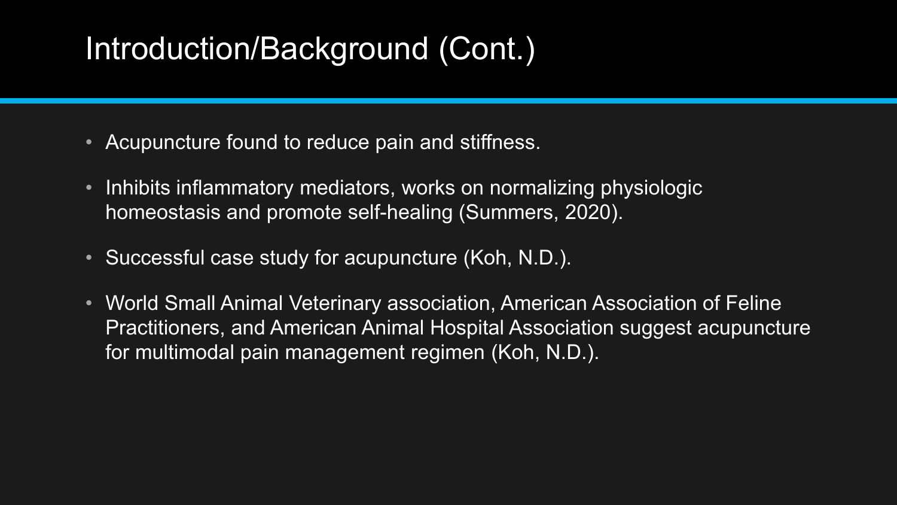# Introduction/Background (Cont.)

- Acupuncture found to reduce pain and stiffness.
- Inhibits inflammatory mediators, works on normalizing physiologic homeostasis and promote self-healing (Summers, 2020).
- Successful case study for acupuncture (Koh, N.D.).
- World Small Animal Veterinary association, American Association of Feline Practitioners, and American Animal Hospital Association suggest acupuncture for multimodal pain management regimen (Koh, N.D.).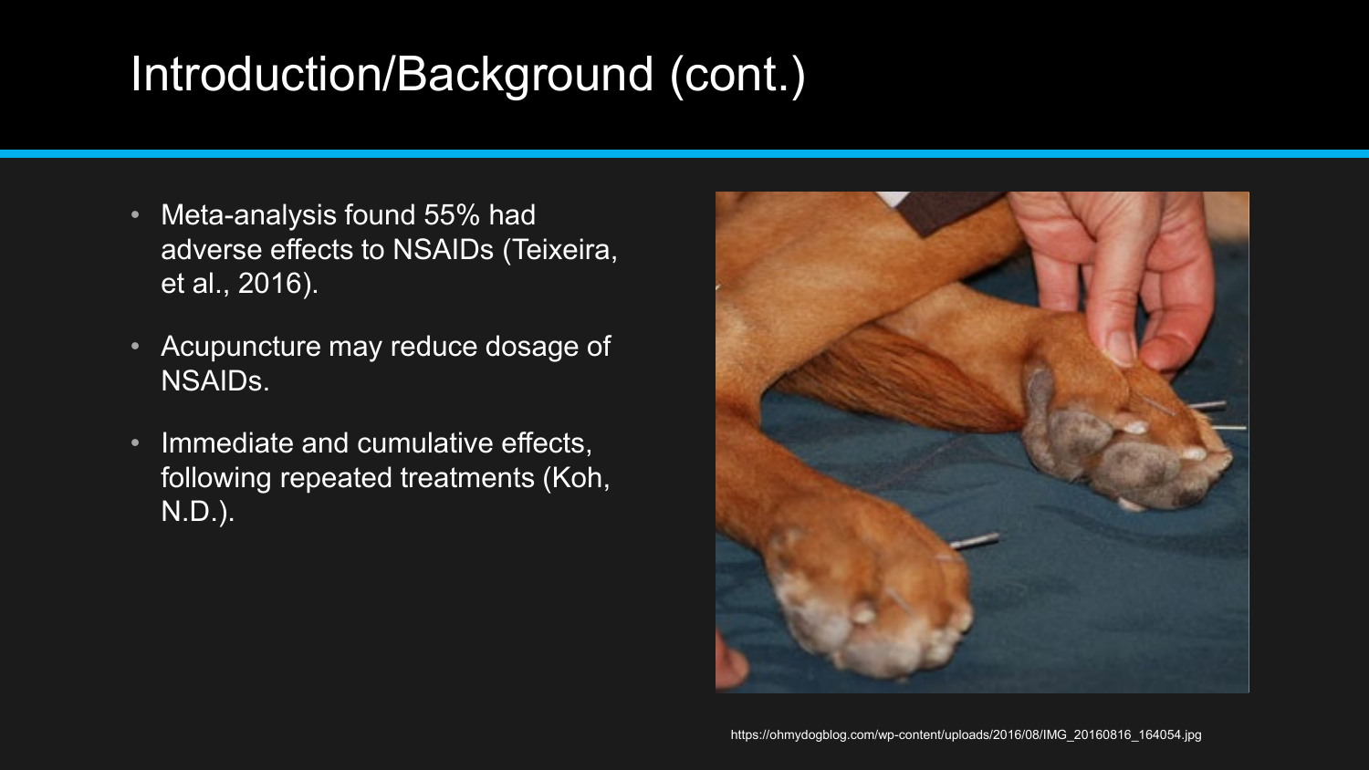# Introduction/Background (cont.)

- Meta-analysis found 55% had adverse effects to NSAIDs (Teixeira, et al., 2016).
- Acupuncture may reduce dosage of NSAIDs.
- Immediate and cumulative effects, following repeated treatments (Koh, N.D.).

https://ohmydogblog.com/wp-content/uploads/2016/08/IMG_20160816_164054.jpg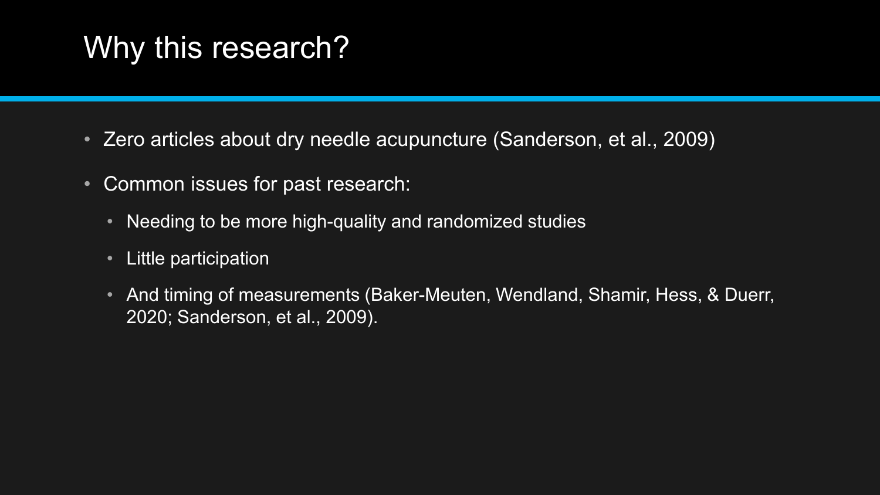# Why this research?

- Zero articles about dry needle acupuncture (Sanderson, et al., 2009)
- Common issues for past research:
  - Needing to be more high-quality and randomized studies
  - Little participation
  - And timing of measurements (Baker-Meuten, Wendland, Shamir, Hess, & Duerr, 2020; Sanderson, et al., 2009).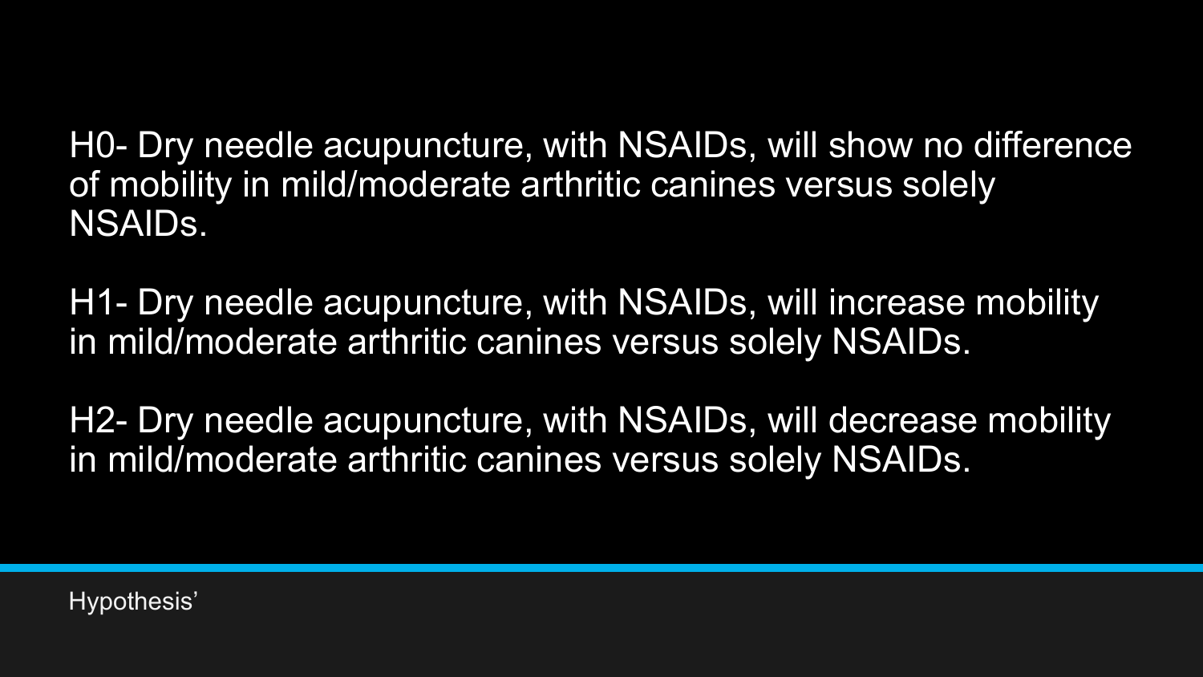H0- Dry needle acupuncture, with NSAIDs, will show no difference of mobility in mild/moderate arthritic canines versus solely NSAIDs.

H1- Dry needle acupuncture, with NSAIDs, will increase mobility in mild/moderate arthritic canines versus solely NSAIDs.

H2- Dry needle acupuncture, with NSAIDs, will decrease mobility in mild/moderate arthritic canines versus solely NSAIDs.

Hypothesis’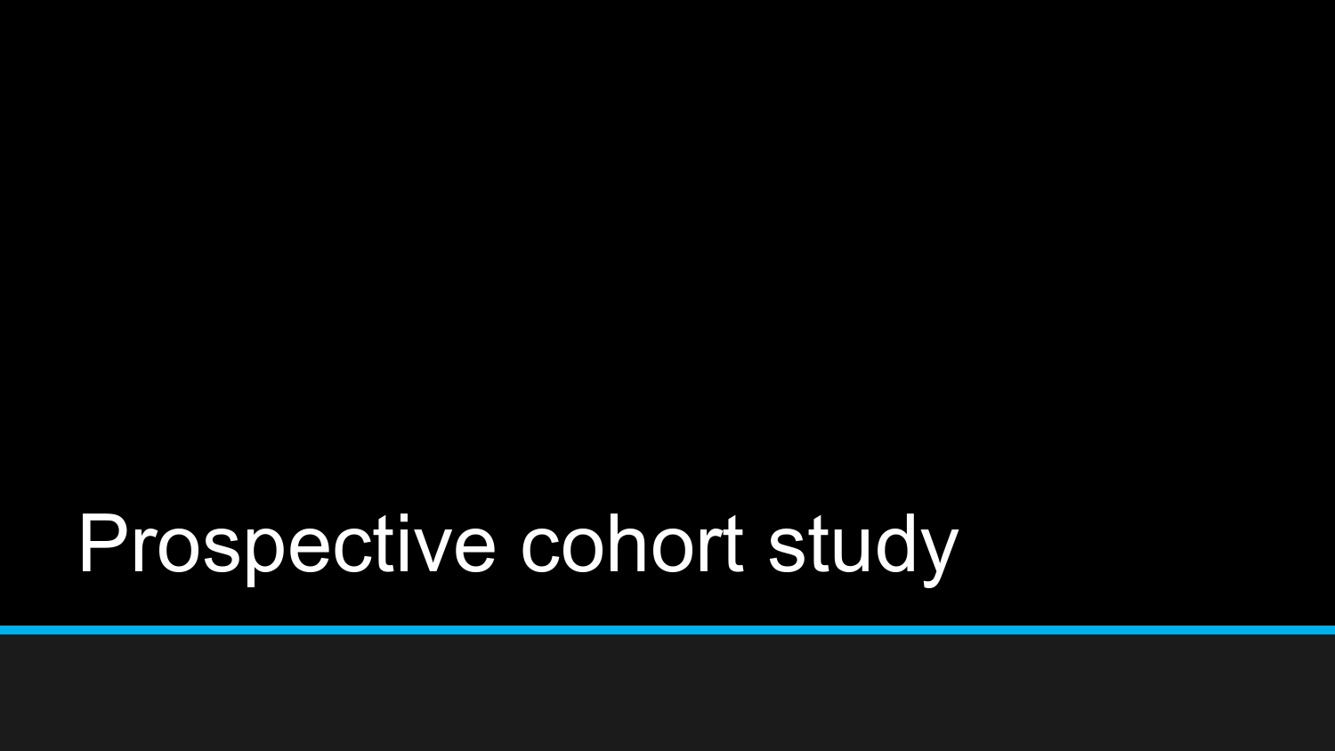# Prospective cohort study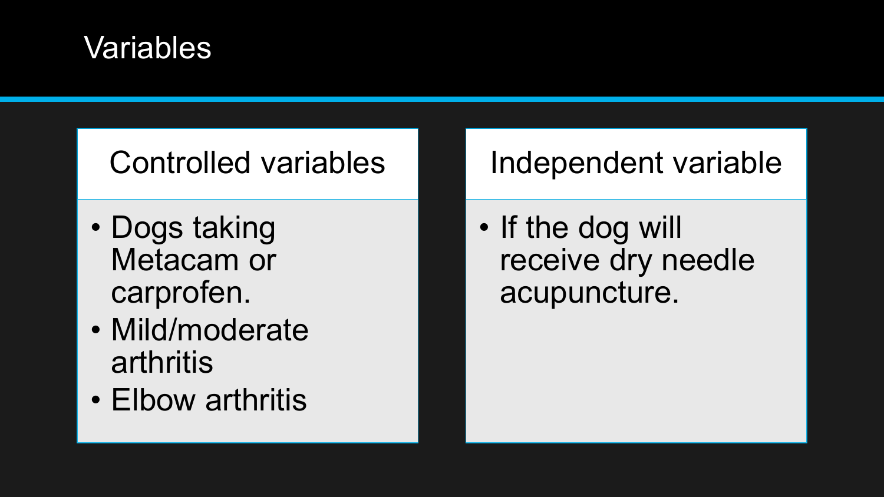# Variables

## Controlled variables

- Dogs taking Metacam or carprofen.
- Mild/moderate arthritis
- Elbow arthritis

## Independent variable

- If the dog will receive dry needle acupuncture.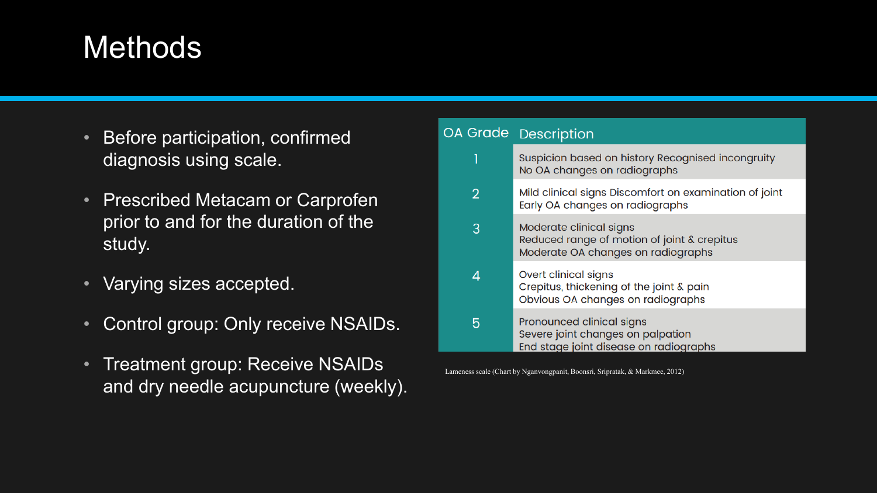# Methods

- Before participation, confirmed diagnosis using scale.
- Prescribed Metacam or Carprofen prior to and for the duration of the study.
- Varying sizes accepted.
- Control group: Only receive NSAIDs.
- Treatment group: Receive NSAIDs and dry needle acupuncture (weekly).

| OA Grade | Description |
| --- | --- |
| 1 | Suspicion based on history Recognised incongruity<br>No OA changes on radiographs |
| 2 | Mild clinical signs Discomfort on examination of joint<br>Early OA changes on radiographs |
| 3 | Moderate clinical signs<br>Reduced range of motion of joint & crepitus<br>Moderate OA changes on radiographs |
| 4 | Overt clinical signs<br>Crepitus, thickening of the joint & pain<br>Obvious OA changes on radiographs |
| 5 | Pronounced clinical signs<br>Severe joint changes on palpation<br>End stage joint disease on radiographs |

Lameness scale (Chart by Nganvongpanit, Boonsri, Sripratak, & Markmee, 2012)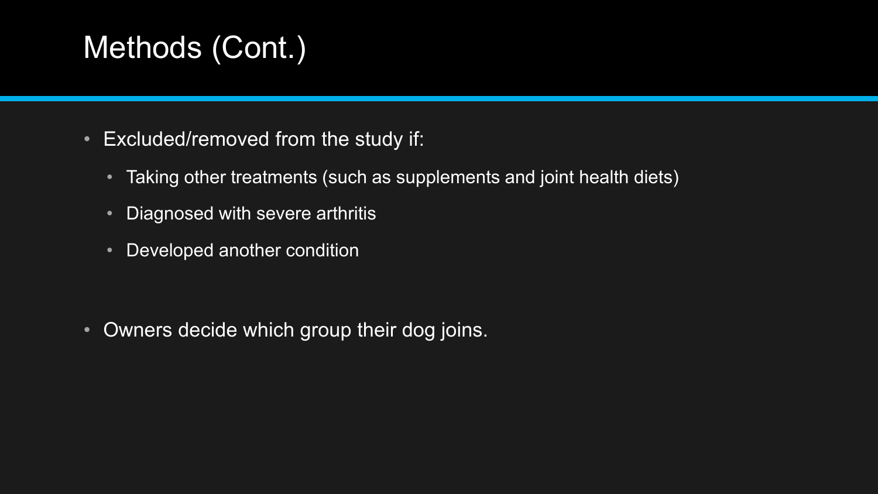# Methods (Cont.)

- Excluded/removed from the study if:
  - Taking other treatments (such as supplements and joint health diets)
  - Diagnosed with severe arthritis
  - Developed another condition

- Owners decide which group their dog joins.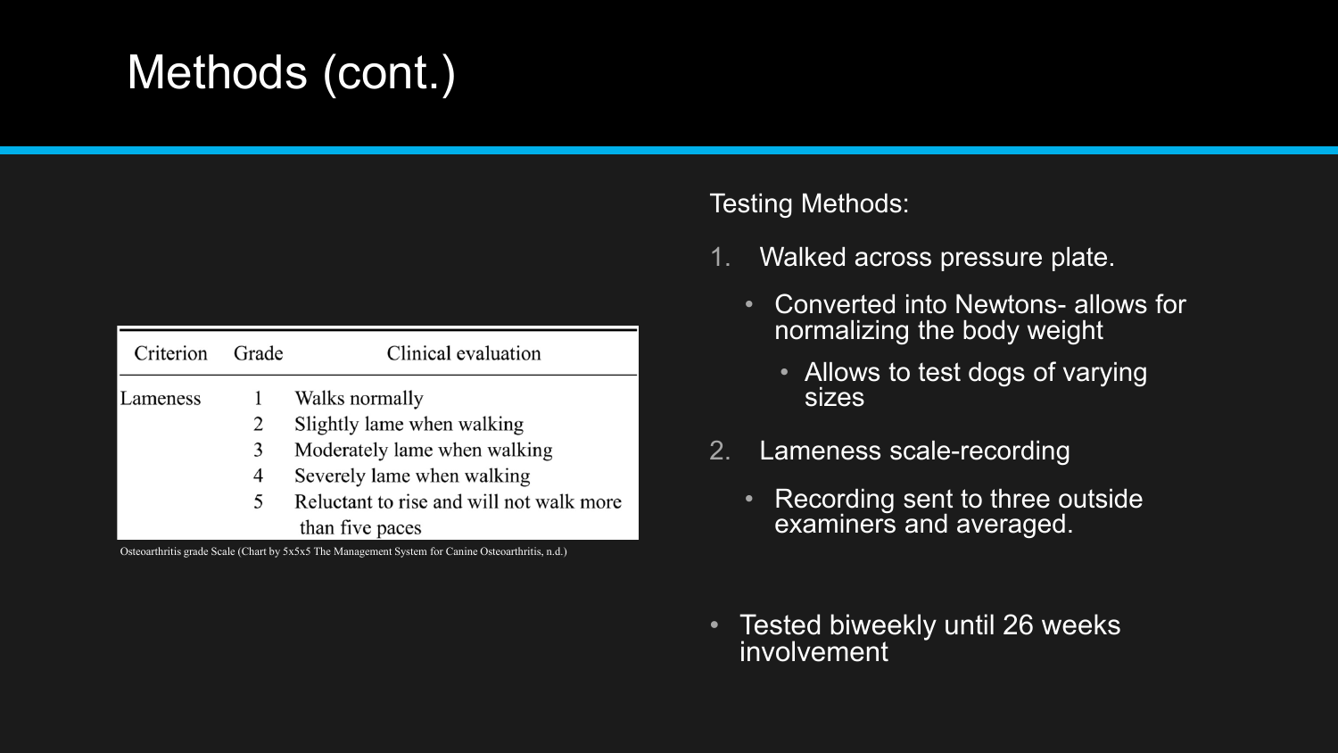# Methods (cont.)

| Criterion | Grade | Clinical evaluation |
|---|---|---|
| Lameness | 1 | Walks normally |
| | 2 | Slightly lame when walking |
| | 3 | Moderately lame when walking |
| | 4 | Severely lame when walking |
| | 5 | Reluctant to rise and will not walk more than five paces |

Osteoarthritis grade Scale (Chart by 5x5x5 The Management System for Canine Osteoarthritis, n.d.)

Testing Methods:

1. Walked across pressure plate.
   - Converted into Newtons- allows for normalizing the body weight
     - Allows to test dogs of varying sizes
2. Lameness scale-recording
   - Recording sent to three outside examiners and averaged.

- Tested biweekly until 26 weeks involvement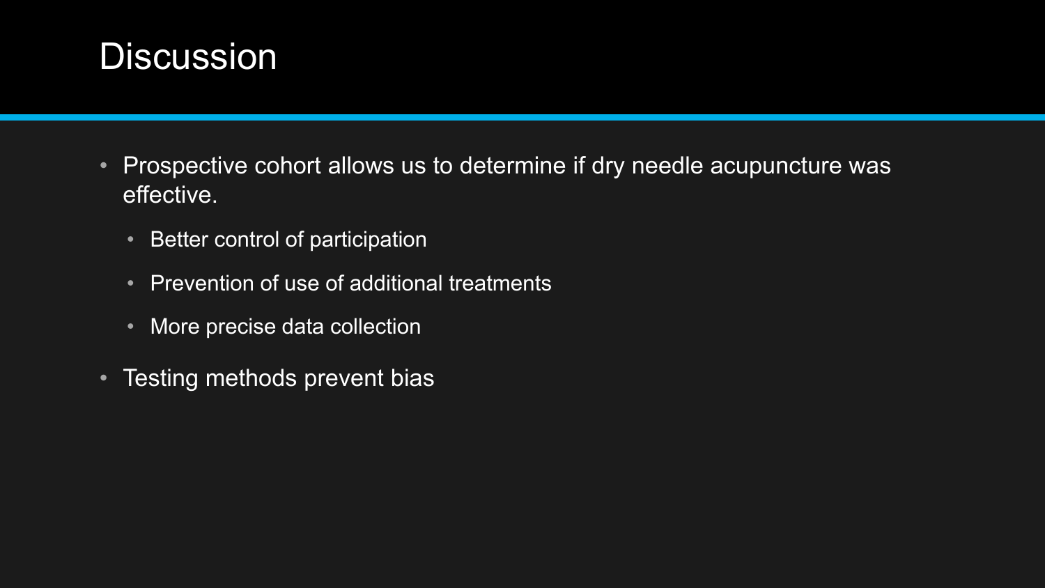# Discussion

- Prospective cohort allows us to determine if dry needle acupuncture was effective.
  - Better control of participation
  - Prevention of use of additional treatments
  - More precise data collection
- Testing methods prevent bias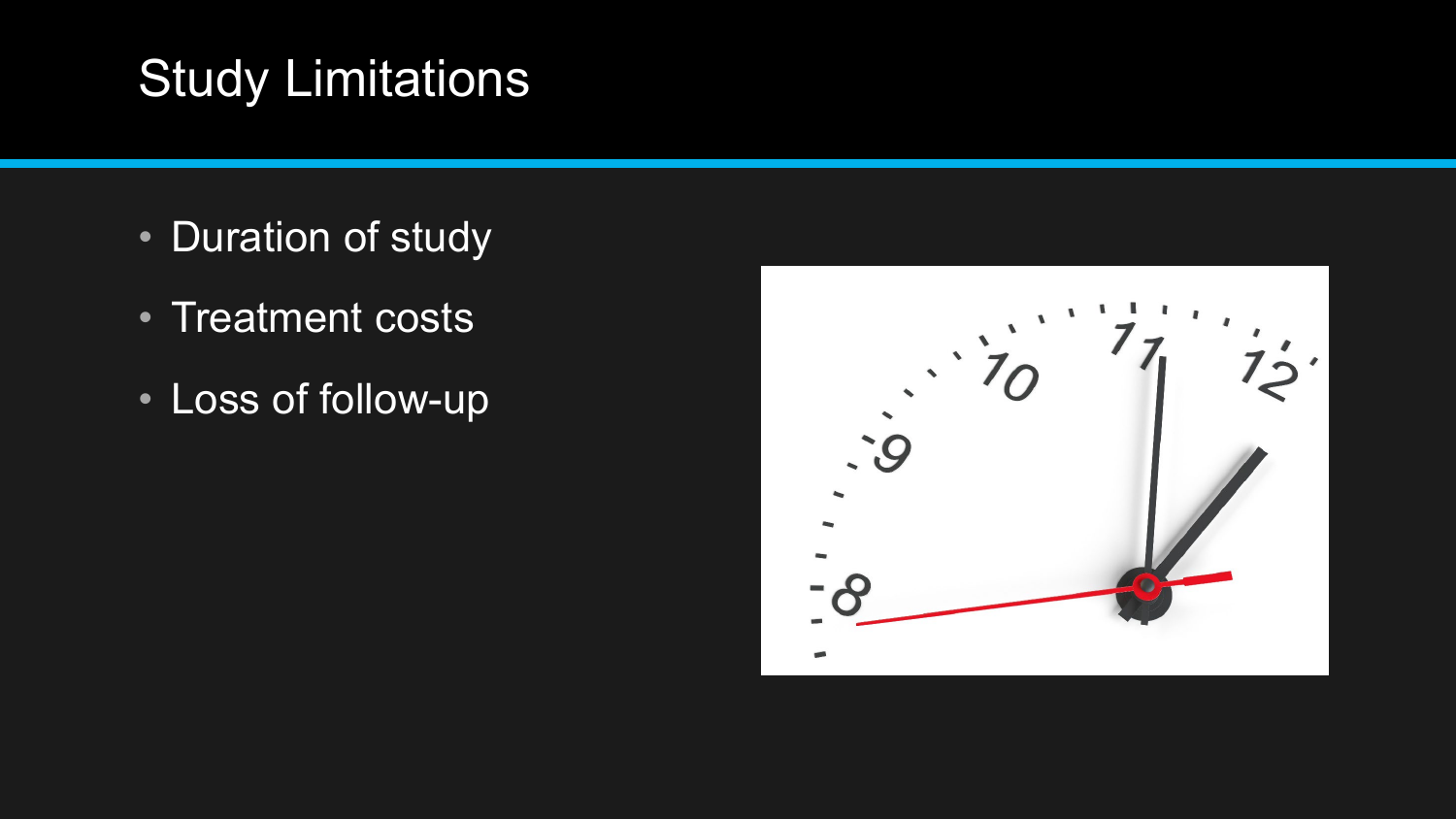# Study Limitations

- Duration of study
- Treatment costs
- Loss of follow-up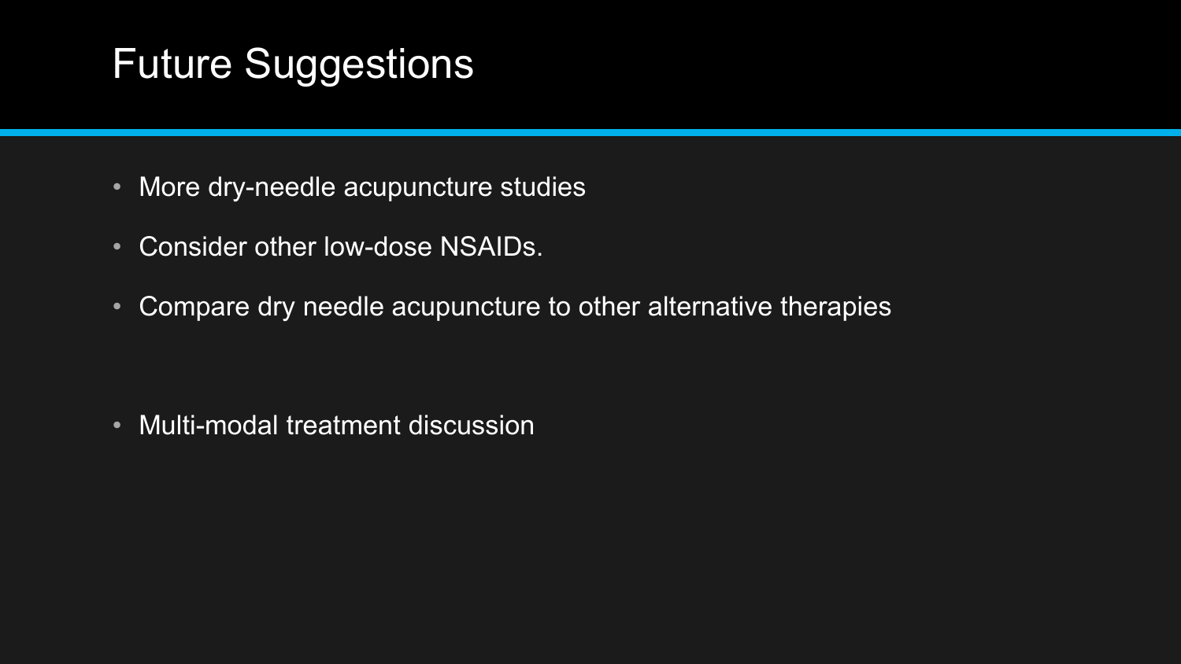# Future Suggestions

- More dry-needle acupuncture studies
- Consider other low-dose NSAIDs.
- Compare dry needle acupuncture to other alternative therapies
- Multi-modal treatment discussion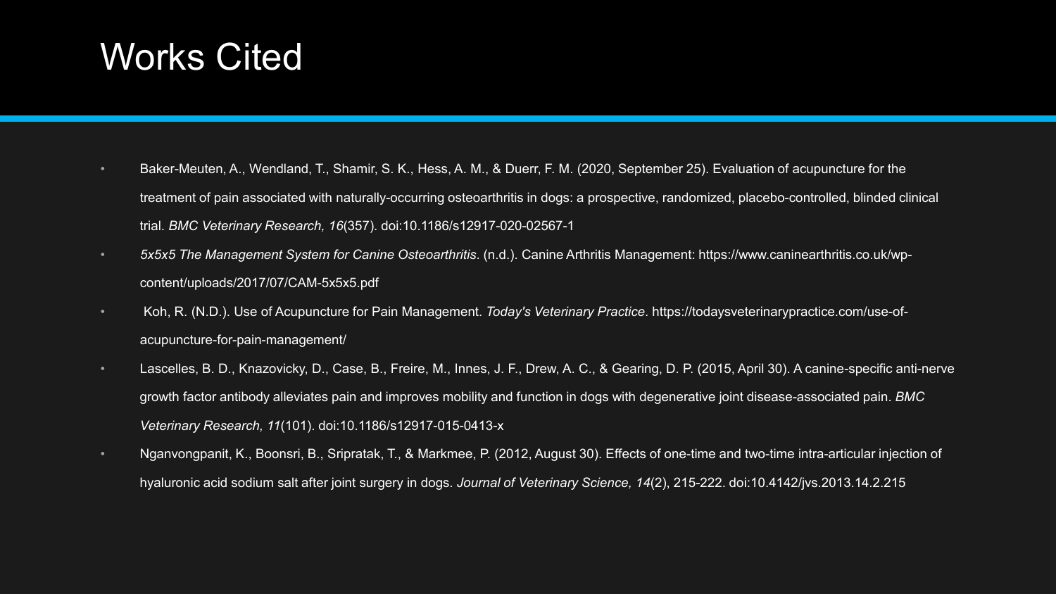# Works Cited

- Baker-Meuten, A., Wendland, T., Shamir, S. K., Hess, A. M., & Duerr, F. M. (2020, September 25). Evaluation of acupuncture for the treatment of pain associated with naturally-occurring osteoarthritis in dogs: a prospective, randomized, placebo-controlled, blinded clinical trial. *BMC Veterinary Research, 16*(357). doi:10.1186/s12917-020-02567-1
- *5x5x5 The Management System for Canine Osteoarthritis*. (n.d.). Canine Arthritis Management: https://www.caninearthritis.co.uk/wp-content/uploads/2017/07/CAM-5x5x5.pdf
- Koh, R. (N.D.). Use of Acupuncture for Pain Management. *Today's Veterinary Practice*. https://todaysveterinarypractice.com/use-of-acupuncture-for-pain-management/
- Lascelles, B. D., Knazovicky, D., Case, B., Freire, M., Innes, J. F., Drew, A. C., & Gearing, D. P. (2015, April 30). A canine-specific anti-nerve growth factor antibody alleviates pain and improves mobility and function in dogs with degenerative joint disease-associated pain. *BMC Veterinary Research, 11*(101). doi:10.1186/s12917-015-0413-x
- Nganvongpanit, K., Boonsri, B., Sripratak, T., & Markmee, P. (2012, August 30). Effects of one-time and two-time intra-articular injection of hyaluronic acid sodium salt after joint surgery in dogs. *Journal of Veterinary Science, 14*(2), 215-222. doi:10.4142/jvs.2013.14.2.215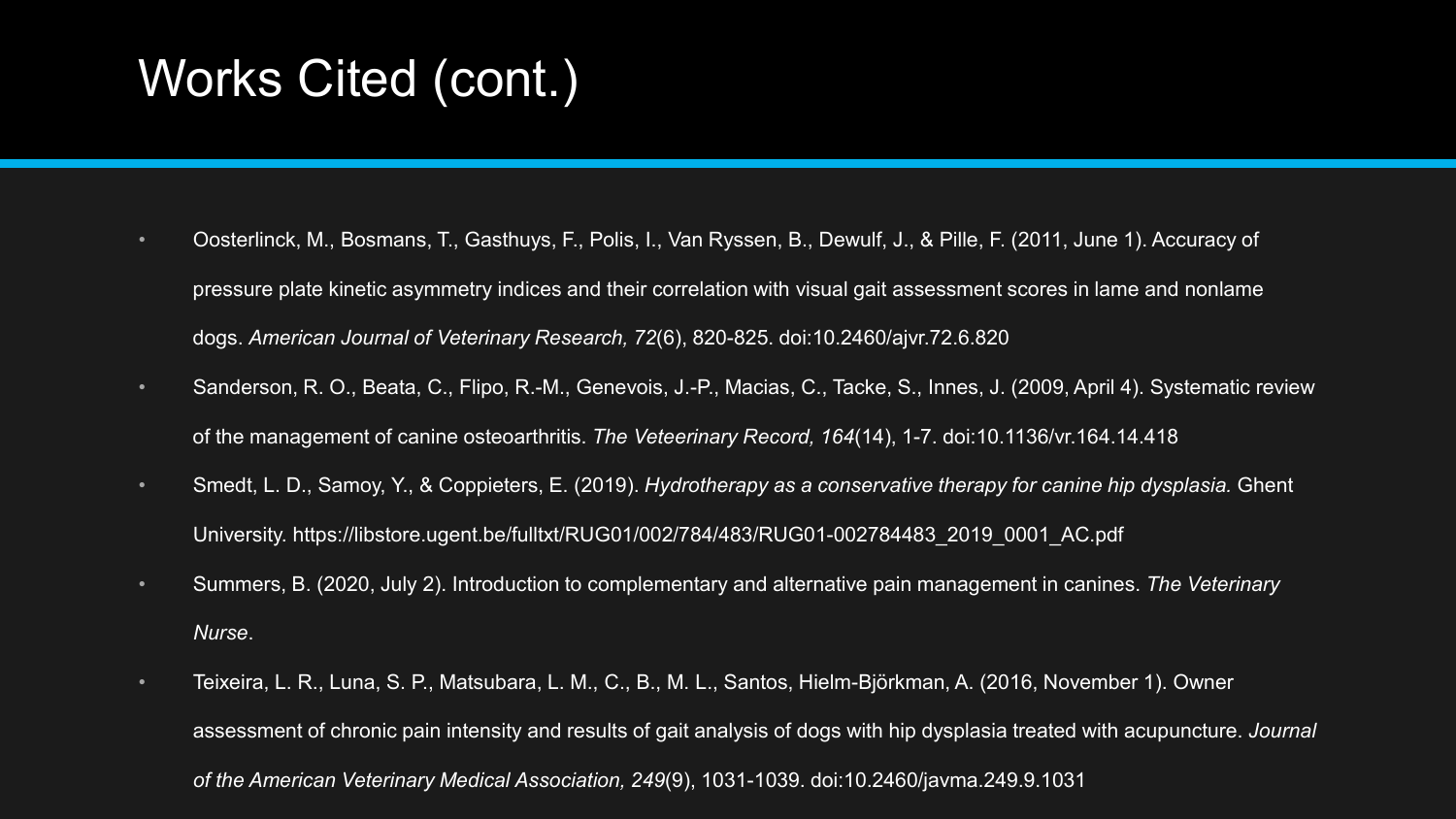# Works Cited (cont.)

- Oosterlinck, M., Bosmans, T., Gasthuys, F., Polis, I., Van Ryssen, B., Dewulf, J., & Pille, F. (2011, June 1). Accuracy of pressure plate kinetic asymmetry indices and their correlation with visual gait assessment scores in lame and nonlame dogs. *American Journal of Veterinary Research, 72*(6), 820-825. doi:10.2460/ajvr.72.6.820
- Sanderson, R. O., Beata, C., Flipo, R.-M., Genevois, J.-P., Macias, C., Tacke, S., Innes, J. (2009, April 4). Systematic review of the management of canine osteoarthritis. *The Veteerinary Record, 164*(14), 1-7. doi:10.1136/vr.164.14.418
- Smedt, L. D., Samoy, Y., & Coppieters, E. (2019). *Hydrotherapy as a conservative therapy for canine hip dysplasia.* Ghent University. https://libstore.ugent.be/fulltxt/RUG01/002/784/483/RUG01-002784483_2019_0001_AC.pdf
- Summers, B. (2020, July 2). Introduction to complementary and alternative pain management in canines. *The Veterinary Nurse*.
- Teixeira, L. R., Luna, S. P., Matsubara, L. M., C., B., M. L., Santos, Hielm-Björkman, A. (2016, November 1). Owner assessment of chronic pain intensity and results of gait analysis of dogs with hip dysplasia treated with acupuncture. *Journal of the American Veterinary Medical Association, 249*(9), 1031-1039. doi:10.2460/javma.249.9.1031